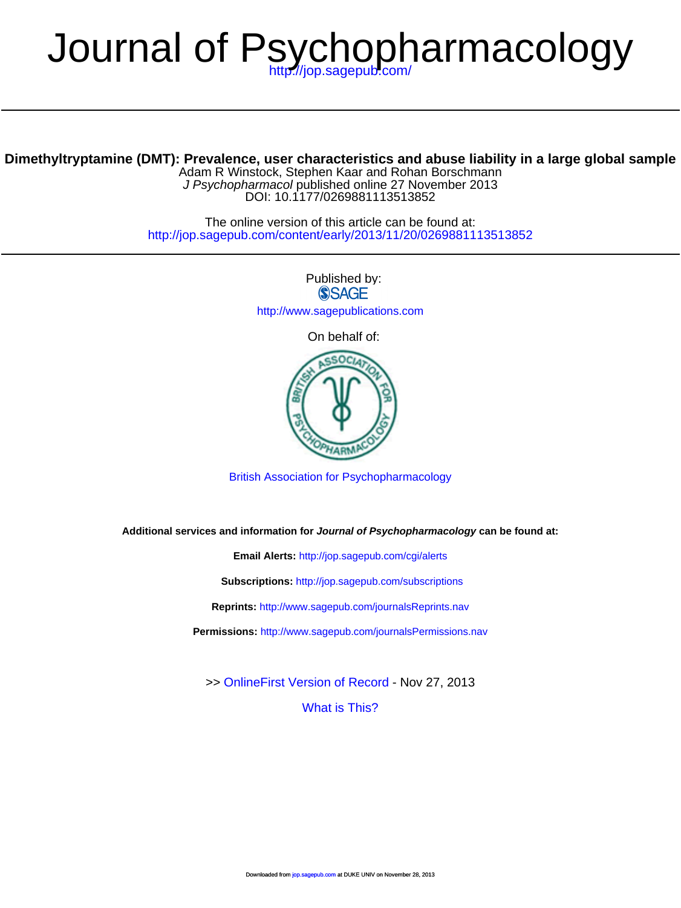# Journal of Psychopharmacology

http://jop.sagepub.com/

## Dimethyltryptamine (DMT): Prevalence, user characteristics and abuse liability in a large global sample

Adam R Winstock, Stephen Kaar and Rohan Borschmann

*J Psychopharmacol* published online 27 November 2013

DOI: 10.1177/0269881113513852

The online version of this article can be found at:

http://jop.sagepub.com/content/early/2013/11/20/0269881113513852

Published by:

SAGE

http://www.sagepublications.com

On behalf of:

British Association for Psychopharmacology

**Additional services and information for *Journal of Psychopharmacology* can be found at:**

**Email Alerts:** http://jop.sagepub.com/cgi/alerts

**Subscriptions:** http://jop.sagepub.com/subscriptions

**Reprints:** http://www.sagepub.com/journalsReprints.nav

**Permissions:** http://www.sagepub.com/journalsPermissions.nav

>> OnlineFirst Version of Record - Nov 27, 2013

What is This?

Downloaded from jop.sagepub.com at DUKE UNIV on November 28, 2013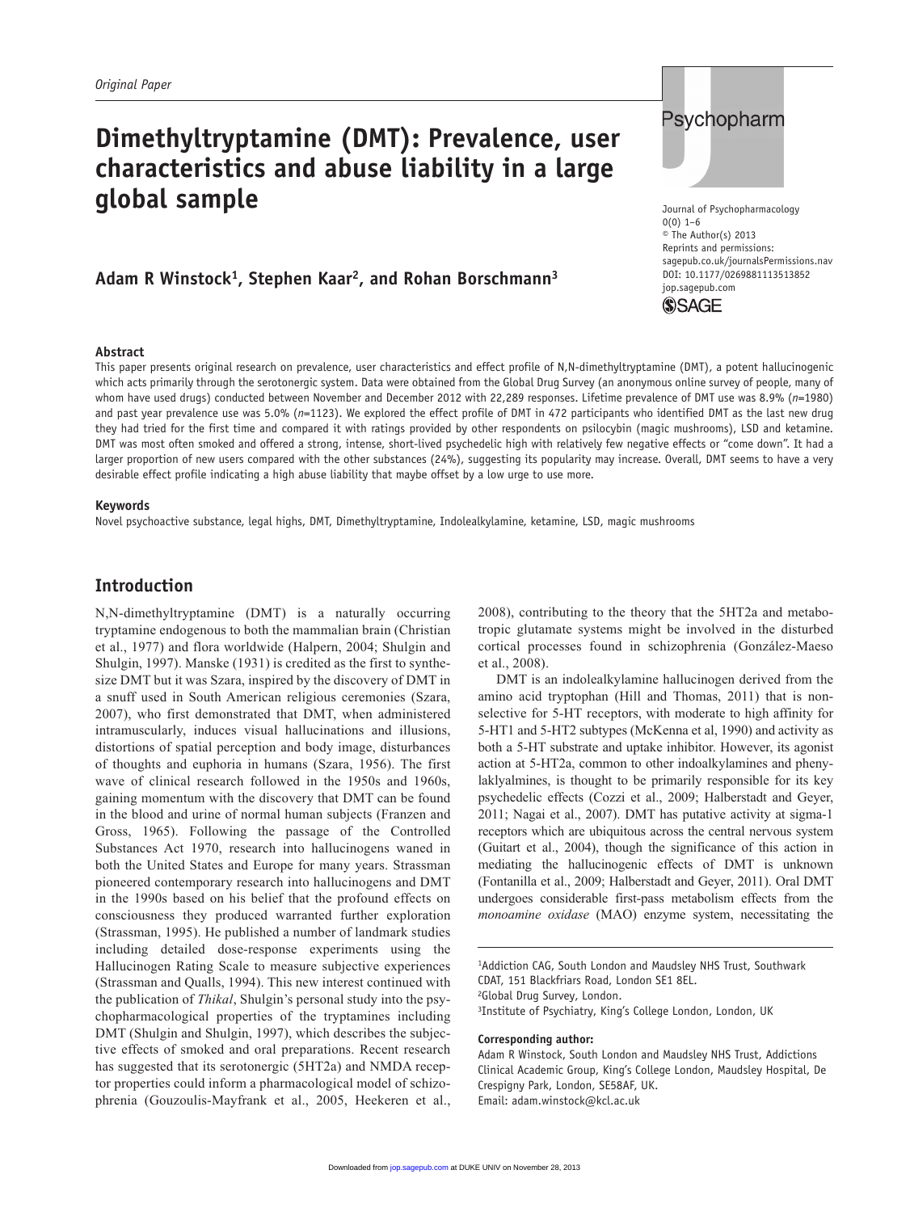Original Paper

# Dimethyltryptamine (DMT): Prevalence, user characteristics and abuse liability in a large global sample

Journal of Psychopharmacology
0(0) 1–6
© The Author(s) 2013
Reprints and permissions:
sagepub.co.uk/journalsPermissions.nav
DOI: 10.1177/0269881113513852
jop.sagepub.com

**Adam R Winstock[1], Stephen Kaar[2], and Rohan Borschmann[3]**

## Abstract

This paper presents original research on prevalence, user characteristics and effect profile of N,N-dimethyltryptamine (DMT), a potent hallucinogenic which acts primarily through the serotonergic system. Data were obtained from the Global Drug Survey (an anonymous online survey of people, many of whom have used drugs) conducted between November and December 2012 with 22,289 responses. Lifetime prevalence of DMT use was 8.9% (*n*=1980) and past year prevalence use was 5.0% (*n*=1123). We explored the effect profile of DMT in 472 participants who identified DMT as the last new drug they had tried for the first time and compared it with ratings provided by other respondents on psilocybin (magic mushrooms), LSD and ketamine. DMT was most often smoked and offered a strong, intense, short-lived psychedelic high with relatively few negative effects or "come down". It had a larger proportion of new users compared with the other substances (24%), suggesting its popularity may increase. Overall, DMT seems to have a very desirable effect profile indicating a high abuse liability that maybe offset by a low urge to use more.

## Keywords

Novel psychoactive substance, legal highs, DMT, Dimethyltryptamine, Indolealkylamine, ketamine, LSD, magic mushrooms

## Introduction

N,N-dimethyltryptamine (DMT) is a naturally occurring tryptamine endogenous to both the mammalian brain (Christian et al., 1977) and flora worldwide (Halpern, 2004; Shulgin and Shulgin, 1997). Manske (1931) is credited as the first to synthesize DMT but it was Szara, inspired by the discovery of DMT in a snuff used in South American religious ceremonies (Szara, 2007), who first demonstrated that DMT, when administered intramuscularly, induces visual hallucinations and illusions, distortions of spatial perception and body image, disturbances of thoughts and euphoria in humans (Szara, 1956). The first wave of clinical research followed in the 1950s and 1960s, gaining momentum with the discovery that DMT can be found in the blood and urine of normal human subjects (Franzen and Gross, 1965). Following the passage of the Controlled Substances Act 1970, research into hallucinogens waned in both the United States and Europe for many years. Strassman pioneered contemporary research into hallucinogens and DMT in the 1990s based on his belief that the profound effects on consciousness they produced warranted further exploration (Strassman, 1995). He published a number of landmark studies including detailed dose-response experiments using the Hallucinogen Rating Scale to measure subjective experiences (Strassman and Qualls, 1994). This new interest continued with the publication of *Thikal*, Shulgin's personal study into the psychopharmacological properties of the tryptamines including DMT (Shulgin and Shulgin, 1997), which describes the subjective effects of smoked and oral preparations. Recent research has suggested that its serotonergic (5HT2a) and NMDA receptor properties could inform a pharmacological model of schizophrenia (Gouzoulis-Mayfrank et al., 2005, Heekeren et al., 2008), contributing to the theory that the 5HT2a and metabotropic glutamate systems might be involved in the disturbed cortical processes found in schizophrenia (González-Maeso et al., 2008).

DMT is an indolealkylamine hallucinogen derived from the amino acid tryptophan (Hill and Thomas, 2011) that is non-selective for 5-HT receptors, with moderate to high affinity for 5-HT1 and 5-HT2 subtypes (McKenna et al, 1990) and activity as both a 5-HT substrate and uptake inhibitor. However, its agonist action at 5-HT2a, common to other indoalkylamines and phenylaklyalmines, is thought to be primarily responsible for its key psychedelic effects (Cozzi et al., 2009; Halberstadt and Geyer, 2011; Nagai et al., 2007). DMT has putative activity at sigma-1 receptors which are ubiquitous across the central nervous system (Guitart et al., 2004), though the significance of this action in mediating the hallucinogenic effects of DMT is unknown (Fontanilla et al., 2009; Halberstadt and Geyer, 2011). Oral DMT undergoes considerable first-pass metabolism effects from the *monoamine oxidase* (MAO) enzyme system, necessitating the

[1]Addiction CAG, South London and Maudsley NHS Trust, Southwark CDAT, 151 Blackfriars Road, London SE1 8EL.
[2]Global Drug Survey, London.
[3]Institute of Psychiatry, King's College London, London, UK

**Corresponding author:**
Adam R Winstock, South London and Maudsley NHS Trust, Addictions Clinical Academic Group, King's College London, Maudsley Hospital, De Crespigny Park, London, SE58AF, UK.
Email: adam.winstock@kcl.ac.uk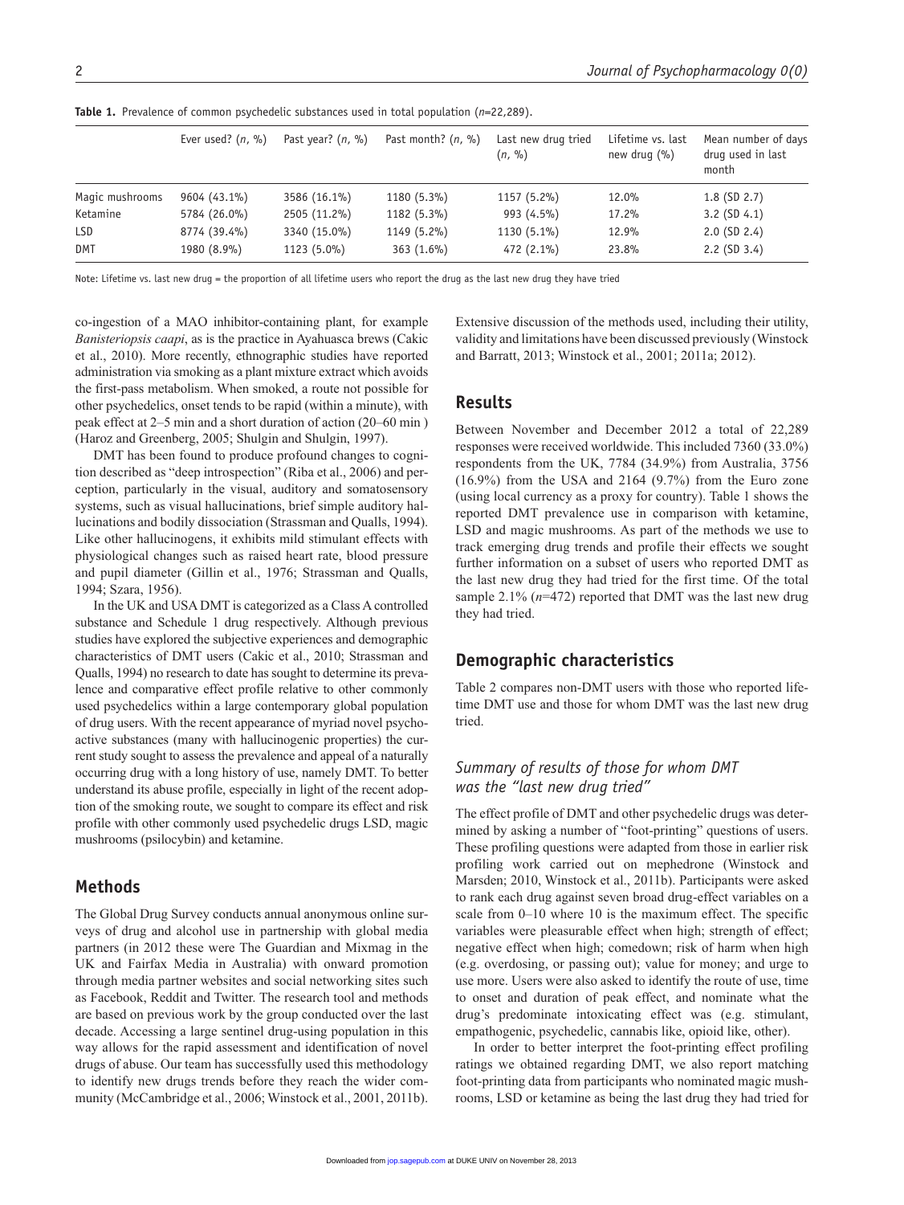**Table 1.** Prevalence of common psychedelic substances used in total population ($n$=22,289).

| | Ever used? ($n$, %) | Past year? ($n$, %) | Past month? ($n$, %) | Last new drug tried ($n$, %) | Lifetime vs. last new drug (%) | Mean number of days drug used in last month |
|---|---|---|---|---|---|---|
| Magic mushrooms | 9604 (43.1%) | 3586 (16.1%) | 1180 (5.3%) | 1157 (5.2%) | 12.0% | 1.8 (SD 2.7) |
| Ketamine | 5784 (26.0%) | 2505 (11.2%) | 1182 (5.3%) | 993 (4.5%) | 17.2% | 3.2 (SD 4.1) |
| LSD | 8774 (39.4%) | 3340 (15.0%) | 1149 (5.2%) | 1130 (5.1%) | 12.9% | 2.0 (SD 2.4) |
| DMT | 1980 (8.9%) | 1123 (5.0%) | 363 (1.6%) | 472 (2.1%) | 23.8% | 2.2 (SD 3.4) |

Note: Lifetime vs. last new drug = the proportion of all lifetime users who report the drug as the last new drug they have tried

co-ingestion of a MAO inhibitor-containing plant, for example *Banisteriopsis caapi*, as is the practice in Ayahuasca brews (Cakic et al., 2010). More recently, ethnographic studies have reported administration via smoking as a plant mixture extract which avoids the first-pass metabolism. When smoked, a route not possible for other psychedelics, onset tends to be rapid (within a minute), with peak effect at 2–5 min and a short duration of action (20–60 min ) (Haroz and Greenberg, 2005; Shulgin and Shulgin, 1997).

DMT has been found to produce profound changes to cognition described as "deep introspection" (Riba et al., 2006) and perception, particularly in the visual, auditory and somatosensory systems, such as visual hallucinations, brief simple auditory hallucinations and bodily dissociation (Strassman and Qualls, 1994). Like other hallucinogens, it exhibits mild stimulant effects with physiological changes such as raised heart rate, blood pressure and pupil diameter (Gillin et al., 1976; Strassman and Qualls, 1994; Szara, 1956).

In the UK and USA DMT is categorized as a Class A controlled substance and Schedule 1 drug respectively. Although previous studies have explored the subjective experiences and demographic characteristics of DMT users (Cakic et al., 2010; Strassman and Qualls, 1994) no research to date has sought to determine its prevalence and comparative effect profile relative to other commonly used psychedelics within a large contemporary global population of drug users. With the recent appearance of myriad novel psychoactive substances (many with hallucinogenic properties) the current study sought to assess the prevalence and appeal of a naturally occurring drug with a long history of use, namely DMT. To better understand its abuse profile, especially in light of the recent adoption of the smoking route, we sought to compare its effect and risk profile with other commonly used psychedelic drugs LSD, magic mushrooms (psilocybin) and ketamine.

## Methods

The Global Drug Survey conducts annual anonymous online surveys of drug and alcohol use in partnership with global media partners (in 2012 these were The Guardian and Mixmag in the UK and Fairfax Media in Australia) with onward promotion through media partner websites and social networking sites such as Facebook, Reddit and Twitter. The research tool and methods are based on previous work by the group conducted over the last decade. Accessing a large sentinel drug-using population in this way allows for the rapid assessment and identification of novel drugs of abuse. Our team has successfully used this methodology to identify new drugs trends before they reach the wider community (McCambridge et al., 2006; Winstock et al., 2001, 2011b). Extensive discussion of the methods used, including their utility, validity and limitations have been discussed previously (Winstock and Barratt, 2013; Winstock et al., 2001; 2011a; 2012).

## Results

Between November and December 2012 a total of 22,289 responses were received worldwide. This included 7360 (33.0%) respondents from the UK, 7784 (34.9%) from Australia, 3756 (16.9%) from the USA and 2164 (9.7%) from the Euro zone (using local currency as a proxy for country). Table 1 shows the reported DMT prevalence use in comparison with ketamine, LSD and magic mushrooms. As part of the methods we use to track emerging drug trends and profile their effects we sought further information on a subset of users who reported DMT as the last new drug they had tried for the first time. Of the total sample 2.1% ($n$=472) reported that DMT was the last new drug they had tried.

## Demographic characteristics

Table 2 compares non-DMT users with those who reported lifetime DMT use and those for whom DMT was the last new drug tried.

### *Summary of results of those for whom DMT was the "last new drug tried"*

The effect profile of DMT and other psychedelic drugs was determined by asking a number of "foot-printing" questions of users. These profiling questions were adapted from those in earlier risk profiling work carried out on mephedrone (Winstock and Marsden; 2010, Winstock et al., 2011b). Participants were asked to rank each drug against seven broad drug-effect variables on a scale from 0–10 where 10 is the maximum effect. The specific variables were pleasurable effect when high; strength of effect; negative effect when high; comedown; risk of harm when high (e.g. overdosing, or passing out); value for money; and urge to use more. Users were also asked to identify the route of use, time to onset and duration of peak effect, and nominate what the drug's predominate intoxicating effect was (e.g. stimulant, empathogenic, psychedelic, cannabis like, opioid like, other).

In order to better interpret the foot-printing effect profiling ratings we obtained regarding DMT, we also report matching foot-printing data from participants who nominated magic mushrooms, LSD or ketamine as being the last drug they had tried for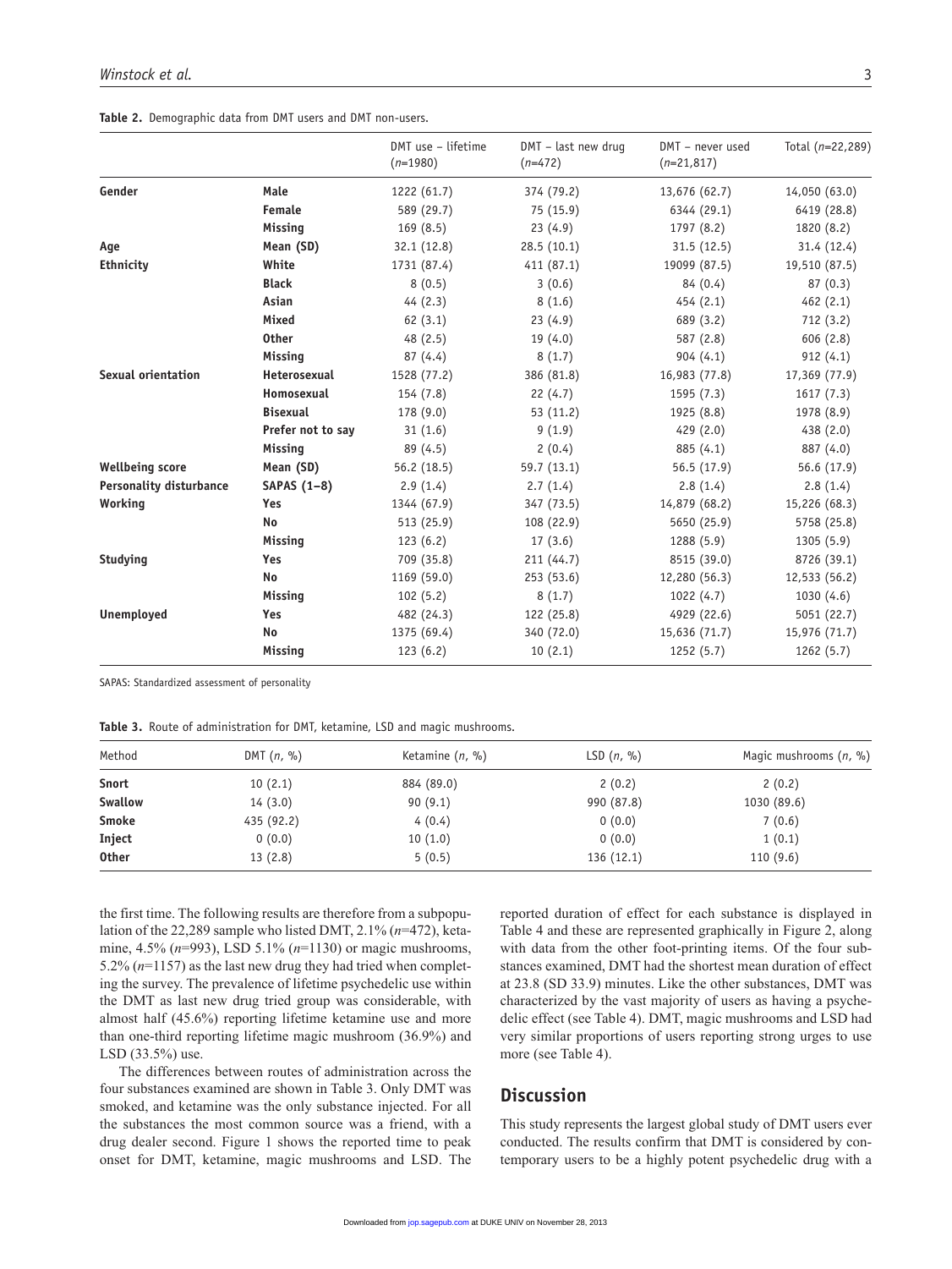**Table 2.** Demographic data from DMT users and DMT non-users.

| | | DMT use – lifetime (*n*=1980) | DMT – last new drug (*n*=472) | DMT – never used (*n*=21,817) | Total (*n*=22,289) |
|---|---|---|---|---|---|
| **Gender** | **Male** | 1222 (61.7) | 374 (79.2) | 13,676 (62.7) | 14,050 (63.0) |
| | **Female** | 589 (29.7) | 75 (15.9) | 6344 (29.1) | 6419 (28.8) |
| | **Missing** | 169 (8.5) | 23 (4.9) | 1797 (8.2) | 1820 (8.2) |
| **Age** | **Mean (SD)** | 32.1 (12.8) | 28.5 (10.1) | 31.5 (12.5) | 31.4 (12.4) |
| **Ethnicity** | **White** | 1731 (87.4) | 411 (87.1) | 19099 (87.5) | 19,510 (87.5) |
| | **Black** | 8 (0.5) | 3 (0.6) | 84 (0.4) | 87 (0.3) |
| | **Asian** | 44 (2.3) | 8 (1.6) | 454 (2.1) | 462 (2.1) |
| | **Mixed** | 62 (3.1) | 23 (4.9) | 689 (3.2) | 712 (3.2) |
| | **Other** | 48 (2.5) | 19 (4.0) | 587 (2.8) | 606 (2.8) |
| | **Missing** | 87 (4.4) | 8 (1.7) | 904 (4.1) | 912 (4.1) |
| **Sexual orientation** | **Heterosexual** | 1528 (77.2) | 386 (81.8) | 16,983 (77.8) | 17,369 (77.9) |
| | **Homosexual** | 154 (7.8) | 22 (4.7) | 1595 (7.3) | 1617 (7.3) |
| | **Bisexual** | 178 (9.0) | 53 (11.2) | 1925 (8.8) | 1978 (8.9) |
| | **Prefer not to say** | 31 (1.6) | 9 (1.9) | 429 (2.0) | 438 (2.0) |
| | **Missing** | 89 (4.5) | 2 (0.4) | 885 (4.1) | 887 (4.0) |
| **Wellbeing score** | **Mean (SD)** | 56.2 (18.5) | 59.7 (13.1) | 56.5 (17.9) | 56.6 (17.9) |
| **Personality disturbance** | **SAPAS (1–8)** | 2.9 (1.4) | 2.7 (1.4) | 2.8 (1.4) | 2.8 (1.4) |
| **Working** | **Yes** | 1344 (67.9) | 347 (73.5) | 14,879 (68.2) | 15,226 (68.3) |
| | **No** | 513 (25.9) | 108 (22.9) | 5650 (25.9) | 5758 (25.8) |
| | **Missing** | 123 (6.2) | 17 (3.6) | 1288 (5.9) | 1305 (5.9) |
| **Studying** | **Yes** | 709 (35.8) | 211 (44.7) | 8515 (39.0) | 8726 (39.1) |
| | **No** | 1169 (59.0) | 253 (53.6) | 12,280 (56.3) | 12,533 (56.2) |
| | **Missing** | 102 (5.2) | 8 (1.7) | 1022 (4.7) | 1030 (4.6) |
| **Unemployed** | **Yes** | 482 (24.3) | 122 (25.8) | 4929 (22.6) | 5051 (22.7) |
| | **No** | 1375 (69.4) | 340 (72.0) | 15,636 (71.7) | 15,976 (71.7) |
| | **Missing** | 123 (6.2) | 10 (2.1) | 1252 (5.7) | 1262 (5.7) |

SAPAS: Standardized assessment of personality

**Table 3.** Route of administration for DMT, ketamine, LSD and magic mushrooms.

| Method | DMT (*n*, %) | Ketamine (*n*, %) | LSD (*n*, %) | Magic mushrooms (*n*, %) |
|---|---|---|---|---|
| **Snort** | 10 (2.1) | 884 (89.0) | 2 (0.2) | 2 (0.2) |
| **Swallow** | 14 (3.0) | 90 (9.1) | 990 (87.8) | 1030 (89.6) |
| **Smoke** | 435 (92.2) | 4 (0.4) | 0 (0.0) | 7 (0.6) |
| **Inject** | 0 (0.0) | 10 (1.0) | 0 (0.0) | 1 (0.1) |
| **Other** | 13 (2.8) | 5 (0.5) | 136 (12.1) | 110 (9.6) |

the first time. The following results are therefore from a subpopulation of the 22,289 sample who listed DMT, 2.1% (*n*=472), ketamine, 4.5% (*n*=993), LSD 5.1% (*n*=1130) or magic mushrooms, 5.2% (*n*=1157) as the last new drug they had tried when completing the survey. The prevalence of lifetime psychedelic use within the DMT as last new drug tried group was considerable, with almost half (45.6%) reporting lifetime ketamine use and more than one-third reporting lifetime magic mushroom (36.9%) and LSD (33.5%) use.

The differences between routes of administration across the four substances examined are shown in Table 3. Only DMT was smoked, and ketamine was the only substance injected. For all the substances the most common source was a friend, with a drug dealer second. Figure 1 shows the reported time to peak onset for DMT, ketamine, magic mushrooms and LSD. The reported duration of effect for each substance is displayed in Table 4 and these are represented graphically in Figure 2, along with data from the other foot-printing items. Of the four substances examined, DMT had the shortest mean duration of effect at 23.8 (SD 33.9) minutes. Like the other substances, DMT was characterized by the vast majority of users as having a psychedelic effect (see Table 4). DMT, magic mushrooms and LSD had very similar proportions of users reporting strong urges to use more (see Table 4).

## Discussion

This study represents the largest global study of DMT users ever conducted. The results confirm that DMT is considered by contemporary users to be a highly potent psychedelic drug with a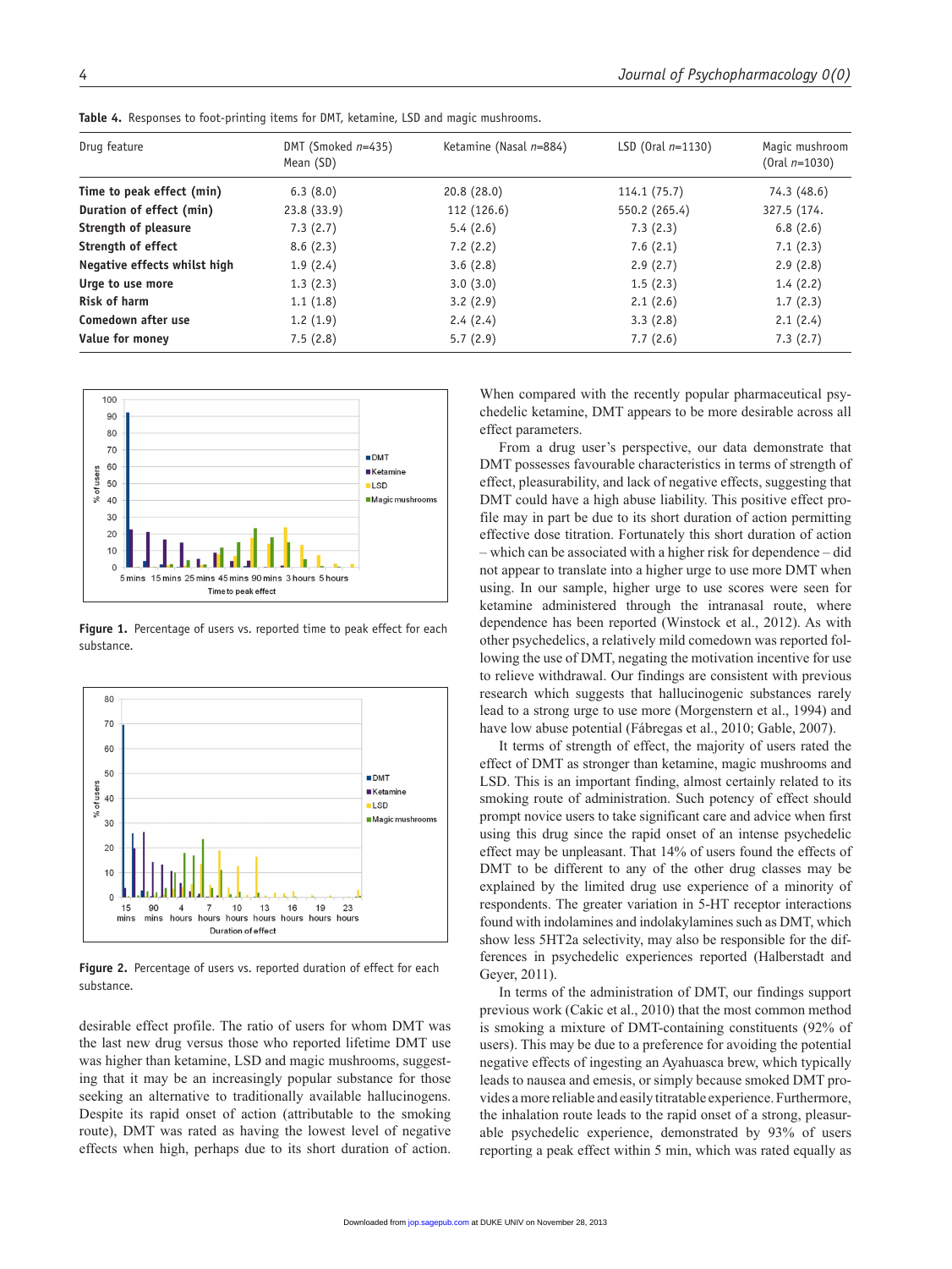**Table 4.** Responses to foot-printing items for DMT, ketamine, LSD and magic mushrooms.

| Drug feature | DMT (Smoked $n$=435) Mean (SD) | Ketamine (Nasal $n$=884) | LSD (Oral $n$=1130) | Magic mushroom (Oral $n$=1030) |
|---|---|---|---|---|
| **Time to peak effect (min)** | 6.3 (8.0) | 20.8 (28.0) | 114.1 (75.7) | 74.3 (48.6) |
| **Duration of effect (min)** | 23.8 (33.9) | 112 (126.6) | 550.2 (265.4) | 327.5 (174. |
| **Strength of pleasure** | 7.3 (2.7) | 5.4 (2.6) | 7.3 (2.3) | 6.8 (2.6) |
| **Strength of effect** | 8.6 (2.3) | 7.2 (2.2) | 7.6 (2.1) | 7.1 (2.3) |
| **Negative effects whilst high** | 1.9 (2.4) | 3.6 (2.8) | 2.9 (2.7) | 2.9 (2.8) |
| **Urge to use more** | 1.3 (2.3) | 3.0 (3.0) | 1.5 (2.3) | 1.4 (2.2) |
| **Risk of harm** | 1.1 (1.8) | 3.2 (2.9) | 2.1 (2.6) | 1.7 (2.3) |
| **Comedown after use** | 1.2 (1.9) | 2.4 (2.4) | 3.3 (2.8) | 2.1 (2.4) |
| **Value for money** | 7.5 (2.8) | 5.7 (2.9) | 7.7 (2.6) | 7.3 (2.7) |

**Figure 1.** Percentage of users vs. reported time to peak effect for each substance.

**Figure 2.** Percentage of users vs. reported duration of effect for each substance.

desirable effect profile. The ratio of users for whom DMT was the last new drug versus those who reported lifetime DMT use was higher than ketamine, LSD and magic mushrooms, suggesting that it may be an increasingly popular substance for those seeking an alternative to traditionally available hallucinogens. Despite its rapid onset of action (attributable to the smoking route), DMT was rated as having the lowest level of negative effects when high, perhaps due to its short duration of action.

When compared with the recently popular pharmaceutical psychedelic ketamine, DMT appears to be more desirable across all effect parameters.

From a drug user's perspective, our data demonstrate that DMT possesses favourable characteristics in terms of strength of effect, pleasurability, and lack of negative effects, suggesting that DMT could have a high abuse liability. This positive effect profile may in part be due to its short duration of action permitting effective dose titration. Fortunately this short duration of action – which can be associated with a higher risk for dependence – did not appear to translate into a higher urge to use more DMT when using. In our sample, higher urge to use scores were seen for ketamine administered through the intranasal route, where dependence has been reported (Winstock et al., 2012). As with other psychedelics, a relatively mild comedown was reported following the use of DMT, negating the motivation incentive for use to relieve withdrawal. Our findings are consistent with previous research which suggests that hallucinogenic substances rarely lead to a strong urge to use more (Morgenstern et al., 1994) and have low abuse potential (Fábregas et al., 2010; Gable, 2007).

It terms of strength of effect, the majority of users rated the effect of DMT as stronger than ketamine, magic mushrooms and LSD. This is an important finding, almost certainly related to its smoking route of administration. Such potency of effect should prompt novice users to take significant care and advice when first using this drug since the rapid onset of an intense psychedelic effect may be unpleasant. That 14% of users found the effects of DMT to be different to any of the other drug classes may be explained by the limited drug use experience of a minority of respondents. The greater variation in 5-HT receptor interactions found with indolamines and indolakylamines such as DMT, which show less 5HT2a selectivity, may also be responsible for the differences in psychedelic experiences reported (Halberstadt and Geyer, 2011).

In terms of the administration of DMT, our findings support previous work (Cakic et al., 2010) that the most common method is smoking a mixture of DMT-containing constituents (92% of users). This may be due to a preference for avoiding the potential negative effects of ingesting an Ayahuasca brew, which typically leads to nausea and emesis, or simply because smoked DMT provides a more reliable and easily titratable experience. Furthermore, the inhalation route leads to the rapid onset of a strong, pleasurable psychedelic experience, demonstrated by 93% of users reporting a peak effect within 5 min, which was rated equally as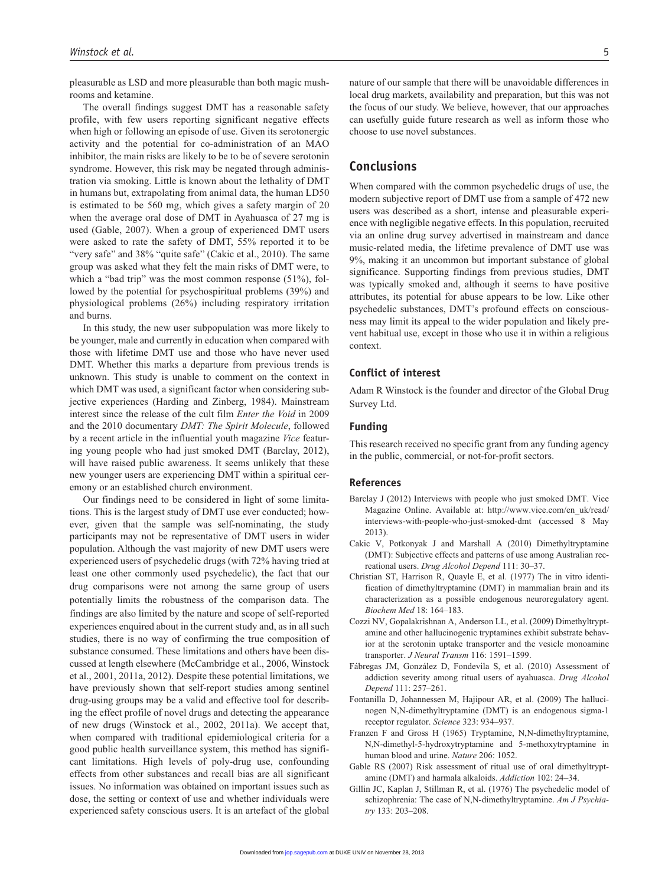pleasurable as LSD and more pleasurable than both magic mushrooms and ketamine.

The overall findings suggest DMT has a reasonable safety profile, with few users reporting significant negative effects when high or following an episode of use. Given its serotonergic activity and the potential for co-administration of an MAO inhibitor, the main risks are likely to be to be of severe serotonin syndrome. However, this risk may be negated through administration via smoking. Little is known about the lethality of DMT in humans but, extrapolating from animal data, the human LD50 is estimated to be 560 mg, which gives a safety margin of 20 when the average oral dose of DMT in Ayahuasca of 27 mg is used (Gable, 2007). When a group of experienced DMT users were asked to rate the safety of DMT, 55% reported it to be "very safe" and 38% "quite safe" (Cakic et al., 2010). The same group was asked what they felt the main risks of DMT were, to which a "bad trip" was the most common response (51%), followed by the potential for psychospiritual problems (39%) and physiological problems (26%) including respiratory irritation and burns.

In this study, the new user subpopulation was more likely to be younger, male and currently in education when compared with those with lifetime DMT use and those who have never used DMT. Whether this marks a departure from previous trends is unknown. This study is unable to comment on the context in which DMT was used, a significant factor when considering subjective experiences (Harding and Zinberg, 1984). Mainstream interest since the release of the cult film *Enter the Void* in 2009 and the 2010 documentary *DMT: The Spirit Molecule*, followed by a recent article in the influential youth magazine *Vice* featuring young people who had just smoked DMT (Barclay, 2012), will have raised public awareness. It seems unlikely that these new younger users are experiencing DMT within a spiritual ceremony or an established church environment.

Our findings need to be considered in light of some limitations. This is the largest study of DMT use ever conducted; however, given that the sample was self-nominating, the study participants may not be representative of DMT users in wider population. Although the vast majority of new DMT users were experienced users of psychedelic drugs (with 72% having tried at least one other commonly used psychedelic), the fact that our drug comparisons were not among the same group of users potentially limits the robustness of the comparison data. The findings are also limited by the nature and scope of self-reported experiences enquired about in the current study and, as in all such studies, there is no way of confirming the true composition of substance consumed. These limitations and others have been discussed at length elsewhere (McCambridge et al., 2006, Winstock et al., 2001, 2011a, 2012). Despite these potential limitations, we have previously shown that self-report studies among sentinel drug-using groups may be a valid and effective tool for describing the effect profile of novel drugs and detecting the appearance of new drugs (Winstock et al., 2002, 2011a). We accept that, when compared with traditional epidemiological criteria for a good public health surveillance system, this method has significant limitations. High levels of poly-drug use, confounding effects from other substances and recall bias are all significant issues. No information was obtained on important issues such as dose, the setting or context of use and whether individuals were experienced safety conscious users. It is an artefact of the global nature of our sample that there will be unavoidable differences in local drug markets, availability and preparation, but this was not the focus of our study. We believe, however, that our approaches can usefully guide future research as well as inform those who choose to use novel substances.

## Conclusions

When compared with the common psychedelic drugs of use, the modern subjective report of DMT use from a sample of 472 new users was described as a short, intense and pleasurable experience with negligible negative effects. In this population, recruited via an online drug survey advertised in mainstream and dance music-related media, the lifetime prevalence of DMT use was 9%, making it an uncommon but important substance of global significance. Supporting findings from previous studies, DMT was typically smoked and, although it seems to have positive attributes, its potential for abuse appears to be low. Like other psychedelic substances, DMT's profound effects on consciousness may limit its appeal to the wider population and likely prevent habitual use, except in those who use it in within a religious context.

### Conflict of interest

Adam R Winstock is the founder and director of the Global Drug Survey Ltd.

### Funding

This research received no specific grant from any funding agency in the public, commercial, or not-for-profit sectors.

### References

Barclay J (2012) Interviews with people who just smoked DMT. Vice Magazine Online. Available at: http://www.vice.com/en_uk/read/interviews-with-people-who-just-smoked-dmt (accessed 8 May 2013).

Cakic V, Potkonyak J and Marshall A (2010) Dimethyltryptamine (DMT): Subjective effects and patterns of use among Australian recreational users. *Drug Alcohol Depend* 111: 30–37.

Christian ST, Harrison R, Quayle E, et al. (1977) The in vitro identification of dimethyltryptamine (DMT) in mammalian brain and its characterization as a possible endogenous neuroregulatory agent. *Biochem Med* 18: 164–183.

Cozzi NV, Gopalakrishnan A, Anderson LL, et al. (2009) Dimethyltryptamine and other hallucinogenic tryptamines exhibit substrate behavior at the serotonin uptake transporter and the vesicle monoamine transporter. *J Neural Transm* 116: 1591–1599.

Fábregas JM, González D, Fondevila S, et al. (2010) Assessment of addiction severity among ritual users of ayahuasca. *Drug Alcohol Depend* 111: 257–261.

Fontanilla D, Johannessen M, Hajipour AR, et al. (2009) The hallucinogen N,N-dimethyltryptamine (DMT) is an endogenous sigma-1 receptor regulator. *Science* 323: 934–937.

Franzen F and Gross H (1965) Tryptamine, N,N-dimethyltryptamine, N,N-dimethyl-5-hydroxytryptamine and 5-methoxytryptamine in human blood and urine. *Nature* 206: 1052.

Gable RS (2007) Risk assessment of ritual use of oral dimethyltryptamine (DMT) and harmala alkaloids. *Addiction* 102: 24–34.

Gillin JC, Kaplan J, Stillman R, et al. (1976) The psychedelic model of schizophrenia: The case of N,N-dimethyltryptamine. *Am J Psychiatry* 133: 203–208.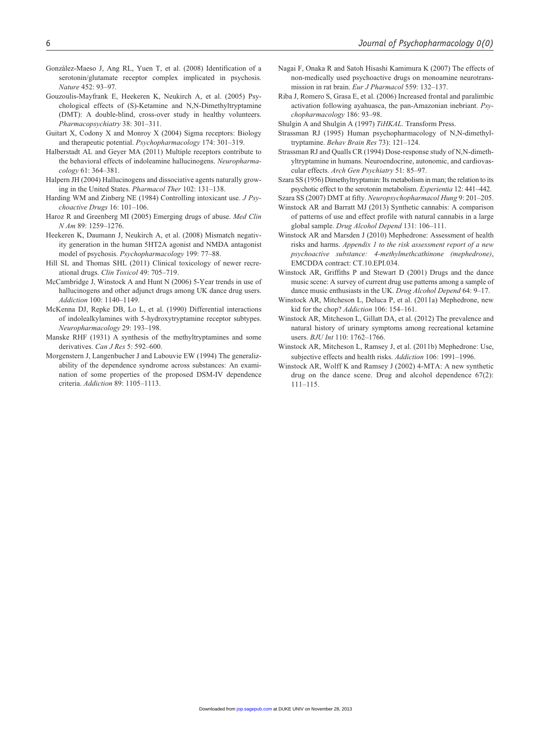González-Maeso J, Ang RL, Yuen T, et al. (2008) Identification of a serotonin/glutamate receptor complex implicated in psychosis. *Nature* 452: 93–97.

Gouzoulis-Mayfrank E, Heekeren K, Neukirch A, et al. (2005) Psychological effects of (S)-Ketamine and N,N-Dimethyltryptamine (DMT): A double-blind, cross-over study in healthy volunteers. *Pharmacopsychiatry* 38: 301–311.

Guitart X, Codony X and Monroy X (2004) Sigma receptors: Biology and therapeutic potential. *Psychopharmacology* 174: 301–319.

Halberstadt AL and Geyer MA (2011) Multiple receptors contribute to the behavioral effects of indoleamine hallucinogens. *Neuropharmacology* 61: 364–381.

Halpern JH (2004) Hallucinogens and dissociative agents naturally growing in the United States. *Pharmacol Ther* 102: 131–138.

Harding WM and Zinberg NE (1984) Controlling intoxicant use. *J Psychoactive Drugs* 16: 101–106.

Haroz R and Greenberg MI (2005) Emerging drugs of abuse. *Med Clin N Am* 89: 1259–1276.

Heekeren K, Daumann J, Neukirch A, et al. (2008) Mismatch negativity generation in the human 5HT2A agonist and NMDA antagonist model of psychosis. *Psychopharmacology* 199: 77–88.

Hill SL and Thomas SHL (2011) Clinical toxicology of newer recreational drugs. *Clin Toxicol* 49: 705–719.

McCambridge J, Winstock A and Hunt N (2006) 5-Year trends in use of hallucinogens and other adjunct drugs among UK dance drug users. *Addiction* 100: 1140–1149.

McKenna DJ, Repke DB, Lo L, et al. (1990) Differential interactions of indolealkylamines with 5-hydroxytryptamine receptor subtypes. *Neuropharmacology* 29: 193–198.

Manske RHF (1931) A synthesis of the methyltryptamines and some derivatives. *Can J Res* 5: 592–600.

Morgenstern J, Langenbucher J and Labouvie EW (1994) The generalizability of the dependence syndrome across substances: An examination of some properties of the proposed DSM-IV dependence criteria. *Addiction* 89: 1105–1113.

Nagai F, Onaka R and Satoh Hisashi Kamimura K (2007) The effects of non-medically used psychoactive drugs on monoamine neurotransmission in rat brain. *Eur J Pharmacol* 559: 132–137.

Riba J, Romero S, Grasa E, et al. (2006) Increased frontal and paralimbic activation following ayahuasca, the pan-Amazonian inebriant. *Psychopharmacology* 186: 93–98.

Shulgin A and Shulgin A (1997) *TiHKAL*. Transform Press.

Strassman RJ (1995) Human psychopharmacology of N,N-dimethyltryptamine. *Behav Brain Res* 73): 121–124.

Strassman RJ and Qualls CR (1994) Dose-response study of N,N-dimethyltryptamine in humans. Neuroendocrine, autonomic, and cardiovascular effects. *Arch Gen Psychiatry* 51: 85–97.

Szara SS (1956) Dimethyltryptamin: Its metabolism in man; the relation to its psychotic effect to the serotonin metabolism. *Experientia* 12: 441–442.

Szara SS (2007) DMT at fifty. *Neuropsychopharmacol Hung* 9: 201–205.

Winstock AR and Barratt MJ (2013) Synthetic cannabis: A comparison of patterns of use and effect profile with natural cannabis in a large global sample. *Drug Alcohol Depend* 131: 106–111.

Winstock AR and Marsden J (2010) Mephedrone: Assessment of health risks and harms. *Appendix 1 to the risk assessment report of a new psychoactive substance: 4-methylmethcathinone (mephedrone)*, EMCDDA contract: CT.10.EPI.034.

Winstock AR, Griffiths P and Stewart D (2001) Drugs and the dance music scene: A survey of current drug use patterns among a sample of dance music enthusiasts in the UK. *Drug Alcohol Depend* 64: 9–17.

Winstock AR, Mitcheson L, Deluca P, et al. (2011a) Mephedrone, new kid for the chop? *Addiction* 106: 154–161.

Winstock AR, Mitcheson L, Gillatt DA, et al. (2012) The prevalence and natural history of urinary symptoms among recreational ketamine users. *BJU Int* 110: 1762–1766.

Winstock AR, Mitcheson L, Ramsey J, et al. (2011b) Mephedrone: Use, subjective effects and health risks. *Addiction* 106: 1991–1996.

Winstock AR, Wolff K and Ramsey J (2002) 4-MTA: A new synthetic drug on the dance scene. Drug and alcohol dependence 67(2): 111–115.